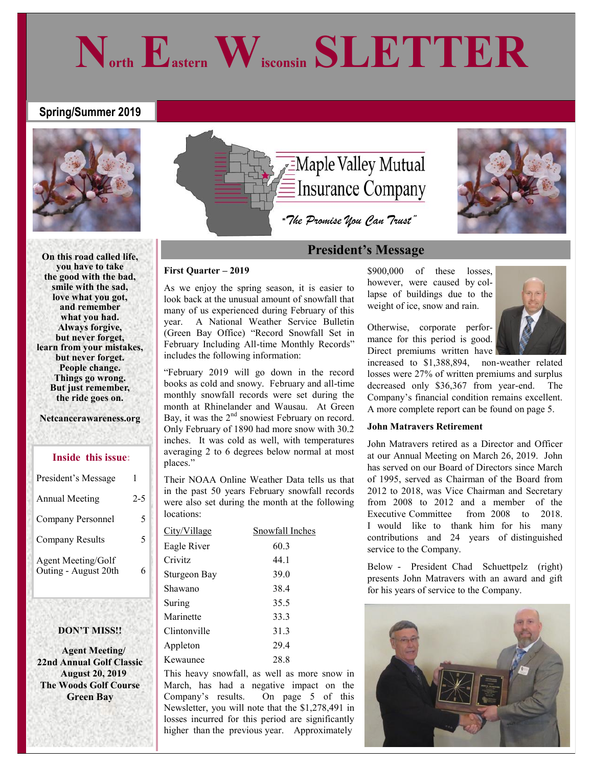# North Eastern Wisconsin SLETTER

**Spring/Summer 2019**

Maple Valley Mutual Insurance Company

*"The Promise You Can Trust"*

**On this road called life, you have to take the good with the bad, smile with the sad, love what you got, and remember what you had. Always forgive, but never forget, learn from your mistakes, but never forget. People change. Things go wrong. But just remember, the ride goes on.**

**Netcancerawareness.org**

### Inside this issue:

| | |
|---|---|
| President's Message | 1 |
| Annual Meeting | 2-5 |
| Company Personnel | 5 |
| Company Results | 5 |
| Agent Meeting/Golf Outing - August 20th | 6 |

**DON'T MISS!!**

**Agent Meeting/ 22nd Annual Golf Classic August 20, 2019 The Woods Golf Course Green Bay**

## President's Message

**First Quarter – 2019**

As we enjoy the spring season, it is easier to look back at the unusual amount of snowfall that many of us experienced during February of this year. A National Weather Service Bulletin (Green Bay Office) "Record Snowfall Set in February Including All-time Monthly Records" includes the following information:

"February 2019 will go down in the record books as cold and snowy. February and all-time monthly snowfall records were set during the month at Rhinelander and Wausau. At Green Bay, it was the 2nd snowiest February on record. Only February of 1890 had more snow with 30.2 inches. It was cold as well, with temperatures averaging 2 to 6 degrees below normal at most places."

Their NOAA Online Weather Data tells us that in the past 50 years February snowfall records were also set during the month at the following locations:

| City/Village | Snowfall Inches |
|---|---|
| Eagle River | 60.3 |
| Crivitz | 44.1 |
| Sturgeon Bay | 39.0 |
| Shawano | 38.4 |
| Suring | 35.5 |
| Marinette | 33.3 |
| Clintonville | 31.3 |
| Appleton | 29.4 |
| Kewaunee | 28.8 |

This heavy snowfall, as well as more snow in March, has had a negative impact on the Company's results. On page 5 of this Newsletter, you will note that the $1,278,491 in losses incurred for this period are significantly higher than the previous year. Approximately $900,000 of these losses, however, were caused by collapse of buildings due to the weight of ice, snow and rain.

Otherwise, corporate performance for this period is good. Direct premiums written have increased to $1,388,894, non-weather related losses were 27% of written premiums and surplus decreased only $36,367 from year-end. The Company's financial condition remains excellent. A more complete report can be found on page 5.

**John Matravers Retirement**

John Matravers retired as a Director and Officer at our Annual Meeting on March 26, 2019. John has served on our Board of Directors since March of 1995, served as Chairman of the Board from 2012 to 2018, was Vice Chairman and Secretary from 2008 to 2012 and a member of the Executive Committee from 2008 to 2018. I would like to thank him for his many contributions and 24 years of distinguished service to the Company.

Below - President Chad Schuettpelz (right) presents John Matravers with an award and gift for his years of service to the Company.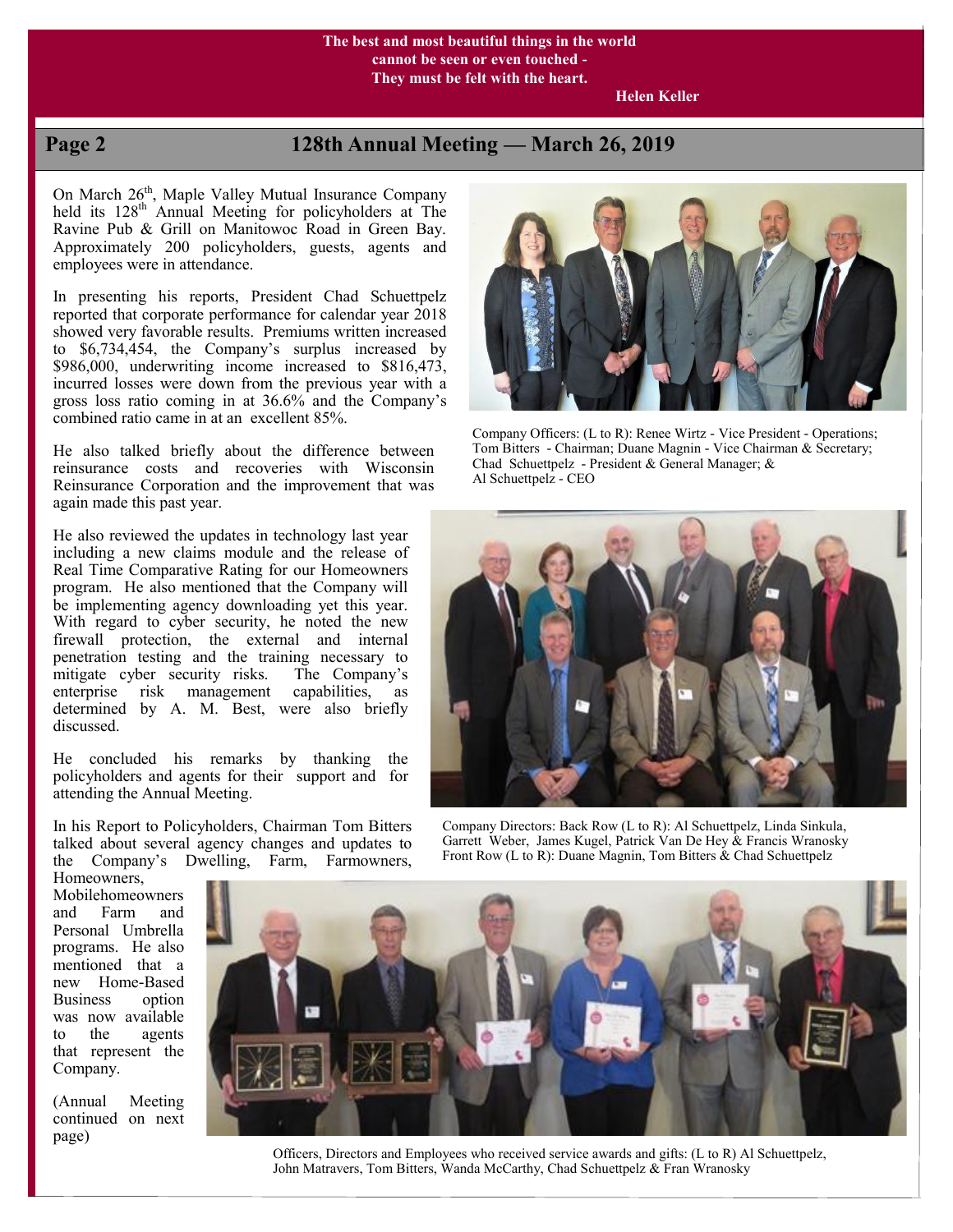**The best and most beautiful things in the world cannot be seen or even touched - They must be felt with the heart.**

**Helen Keller**

## 128th Annual Meeting — March 26, 2019

On March 26th, Maple Valley Mutual Insurance Company held its 128th Annual Meeting for policyholders at The Ravine Pub & Grill on Manitowoc Road in Green Bay. Approximately 200 policyholders, guests, agents and employees were in attendance.

In presenting his reports, President Chad Schuettpelz reported that corporate performance for calendar year 2018 showed very favorable results. Premiums written increased to $6,734,454, the Company's surplus increased by $986,000, underwriting income increased to $816,473, incurred losses were down from the previous year with a gross loss ratio coming in at 36.6% and the Company's combined ratio came in at an excellent 85%.

He also talked briefly about the difference between reinsurance costs and recoveries with Wisconsin Reinsurance Corporation and the improvement that was again made this past year.

He also reviewed the updates in technology last year including a new claims module and the release of Real Time Comparative Rating for our Homeowners program. He also mentioned that the Company will be implementing agency downloading yet this year. With regard to cyber security, he noted the new firewall protection, the external and internal penetration testing and the training necessary to mitigate cyber security risks. The Company's enterprise risk management capabilities, as determined by A. M. Best, were also briefly discussed.

He concluded his remarks by thanking the policyholders and agents for their support and for attending the Annual Meeting.

In his Report to Policyholders, Chairman Tom Bitters talked about several agency changes and updates to the Company's Dwelling, Farm, Farmowners, Homeowners, Mobilehomeowners and Farm and Personal Umbrella programs. He also mentioned that a new Home-Based Business option was now available to the agents that represent the Company.

(Annual Meeting continued on next page)

Company Officers: (L to R): Renee Wirtz - Vice President - Operations; Tom Bitters - Chairman; Duane Magnin - Vice Chairman & Secretary; Chad Schuettpelz - President & General Manager; & Al Schuettpelz - CEO

Company Directors: Back Row (L to R): Al Schuettpelz, Linda Sinkula, Garrett Weber, James Kugel, Patrick Van De Hey & Francis Wranosky
Front Row (L to R): Duane Magnin, Tom Bitters & Chad Schuettpelz

Officers, Directors and Employees who received service awards and gifts: (L to R) Al Schuettpelz, John Matravers, Tom Bitters, Wanda McCarthy, Chad Schuettpelz & Fran Wranosky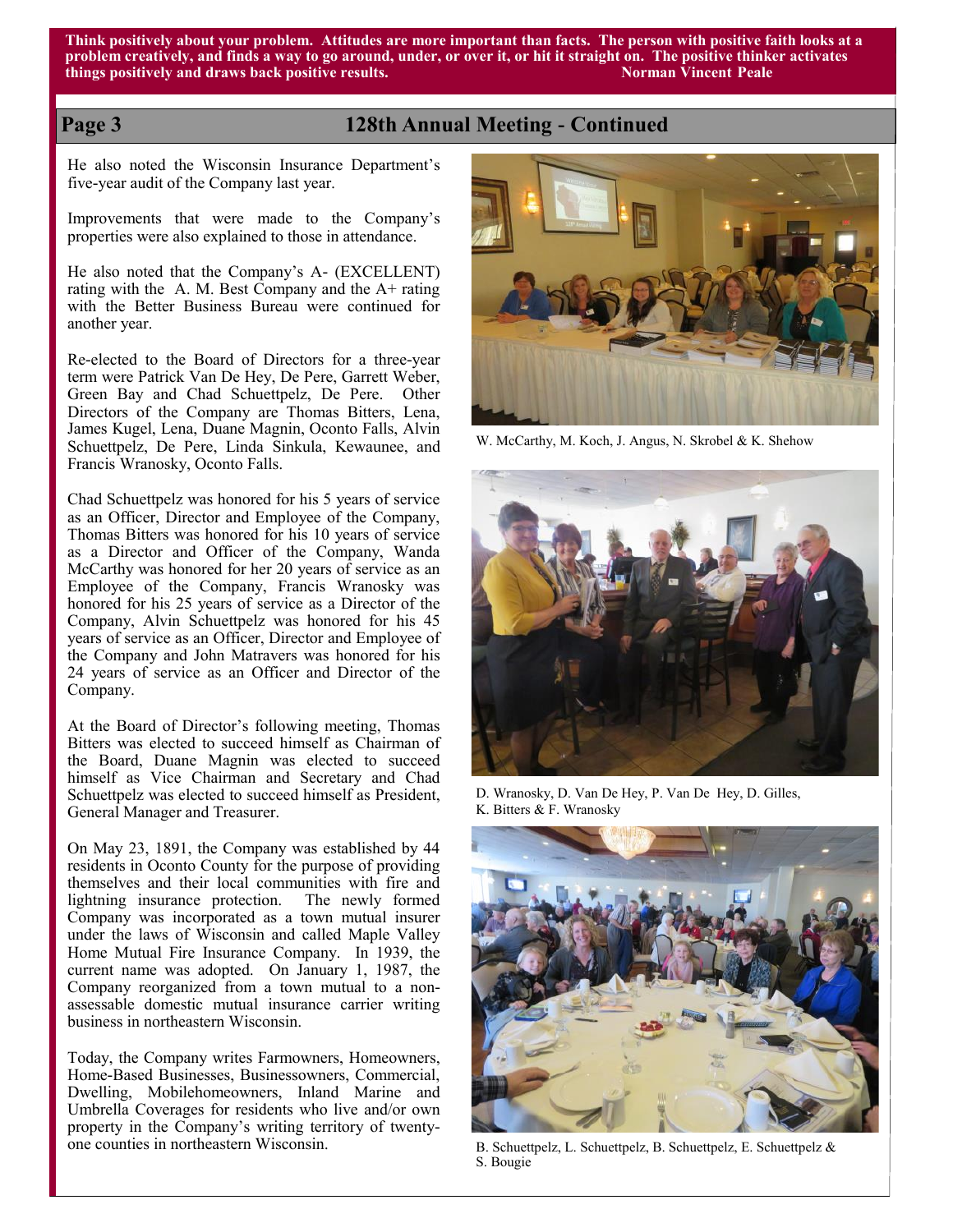**Think positively about your problem. Attitudes are more important than facts. The person with positive faith looks at a problem creatively, and finds a way to go around, under, or over it, or hit it straight on. The positive thinker activates things positively and draws back positive results. Norman Vincent Peale**

## 128th Annual Meeting - Continued

He also noted the Wisconsin Insurance Department's five-year audit of the Company last year.

Improvements that were made to the Company's properties were also explained to those in attendance.

He also noted that the Company's A- (EXCELLENT) rating with the A. M. Best Company and the A+ rating with the Better Business Bureau were continued for another year.

Re-elected to the Board of Directors for a three-year term were Patrick Van De Hey, De Pere, Garrett Weber, Green Bay and Chad Schuettpelz, De Pere. Other Directors of the Company are Thomas Bitters, Lena, James Kugel, Lena, Duane Magnin, Oconto Falls, Alvin Schuettpelz, De Pere, Linda Sinkula, Kewaunee, and Francis Wranosky, Oconto Falls.

Chad Schuettpelz was honored for his 5 years of service as an Officer, Director and Employee of the Company, Thomas Bitters was honored for his 10 years of service as a Director and Officer of the Company, Wanda McCarthy was honored for her 20 years of service as an Employee of the Company, Francis Wranosky was honored for his 25 years of service as a Director of the Company, Alvin Schuettpelz was honored for his 45 years of service as an Officer, Director and Employee of the Company and John Matravers was honored for his 24 years of service as an Officer and Director of the Company.

At the Board of Director's following meeting, Thomas Bitters was elected to succeed himself as Chairman of the Board, Duane Magnin was elected to succeed himself as Vice Chairman and Secretary and Chad Schuettpelz was elected to succeed himself as President, General Manager and Treasurer.

On May 23, 1891, the Company was established by 44 residents in Oconto County for the purpose of providing themselves and their local communities with fire and lightning insurance protection. The newly formed Company was incorporated as a town mutual insurer under the laws of Wisconsin and called Maple Valley Home Mutual Fire Insurance Company. In 1939, the current name was adopted. On January 1, 1987, the Company reorganized from a town mutual to a non-assessable domestic mutual insurance carrier writing business in northeastern Wisconsin.

Today, the Company writes Farmowners, Homeowners, Home-Based Businesses, Businessowners, Commercial, Dwelling, Mobilehomeowners, Inland Marine and Umbrella Coverages for residents who live and/or own property in the Company's writing territory of twenty-one counties in northeastern Wisconsin.

W. McCarthy, M. Koch, J. Angus, N. Skrobel & K. Shehow

D. Wranosky, D. Van De Hey, P. Van De Hey, D. Gilles, K. Bitters & F. Wranosky

B. Schuettpelz, L. Schuettpelz, B. Schuettpelz, E. Schuettpelz & S. Bougie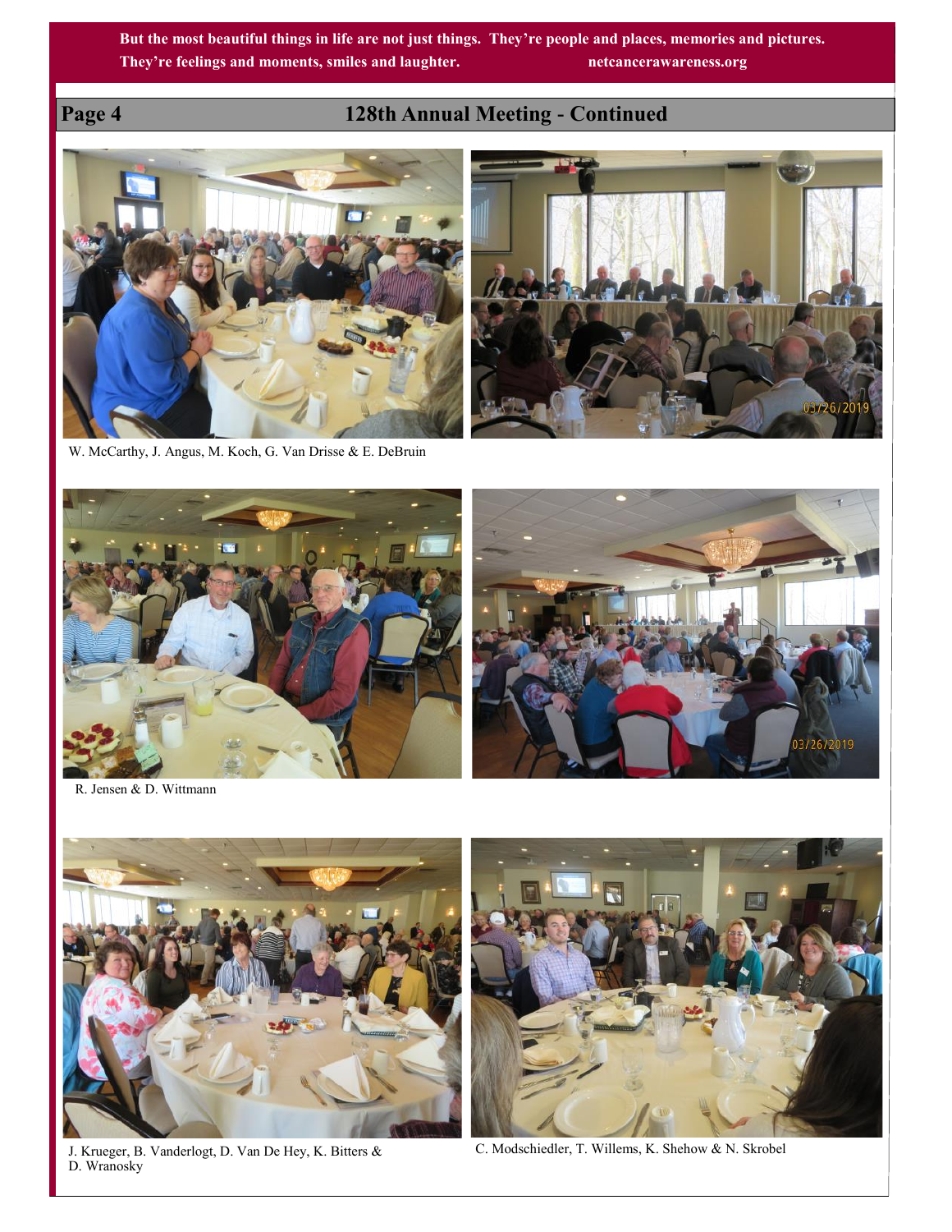But the most beautiful things in life are not just things. They're people and places, memories and pictures. They're feelings and moments, smiles and laughter. netcancerawareness.org

## 128th Annual Meeting - Continued

W. McCarthy, J. Angus, M. Koch, G. Van Drisse & E. DeBruin

R. Jensen & D. Wittmann

J. Krueger, B. Vanderlogt, D. Van De Hey, K. Bitters & D. Wranosky

C. Modschiedler, T. Willems, K. Shehow & N. Skrobel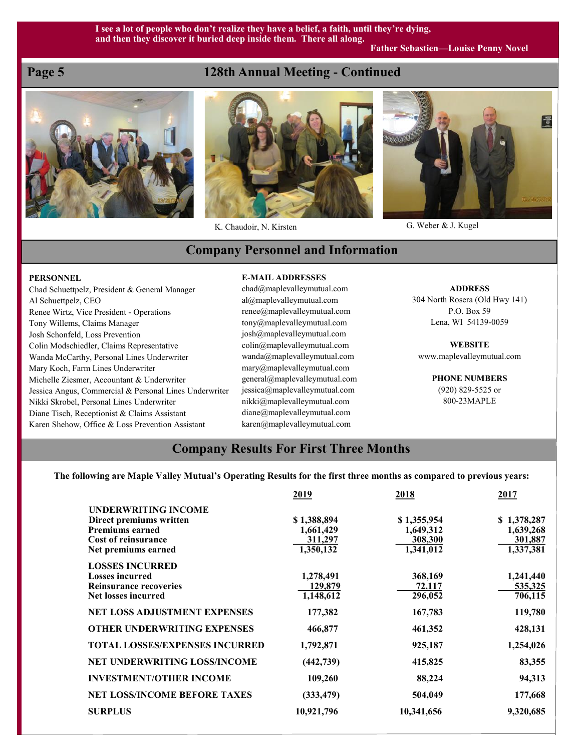I see a lot of people who don't realize they have a belief, a faith, until they're dying, and then they discover it buried deep inside them. There all along.

**Father Sebastien—Louise Penny Novel**

## 128th Annual Meeting - Continued

K. Chaudoir, N. Kirsten

G. Weber & J. Kugel

## Company Personnel and Information

**PERSONNEL**

Chad Schuettpelz, President & General Manager
Al Schuettpelz, CEO
Renee Wirtz, Vice President - Operations
Tony Willems, Claims Manager
Josh Schonfeld, Loss Prevention
Colin Modschiedler, Claims Representative
Wanda McCarthy, Personal Lines Underwriter
Mary Koch, Farm Lines Underwriter
Michelle Ziesmer, Accountant & Underwriter
Jessica Angus, Commercial & Personal Lines Underwriter
Nikki Skrobel, Personal Lines Underwriter
Diane Tisch, Receptionist & Claims Assistant
Karen Shehow, Office & Loss Prevention Assistant

**E-MAIL ADDRESSES**

chad@maplevalleymutual.com
al@maplevalleymutual.com
renee@maplevalleymutual.com
tony@maplevalleymutual.com
josh@maplevalleymutual.com
colin@maplevalleymutual.com
wanda@maplevalleymutual.com
mary@maplevalleymutual.com
general@maplevalleymutual.com
jessica@maplevalleymutual.com
nikki@maplevalleymutual.com
diane@maplevalleymutual.com
karen@maplevalleymutual.com

**ADDRESS**

304 North Rosera (Old Hwy 141)
P.O. Box 59
Lena, WI 54139-0059

**WEBSITE**

www.maplevalleymutual.com

**PHONE NUMBERS**

(920) 829-5525 or
800-23MAPLE

## Company Results For First Three Months

**The following are Maple Valley Mutual's Operating Results for the first three months as compared to previous years:**

| | 2019 | 2018 | 2017 |
|---|---|---|---|
| **UNDERWRITING INCOME** | | | |
| Direct premiums written | $ 1,388,894 | $ 1,355,954 | $ 1,378,287 |
| Premiums earned | 1,661,429 | 1,649,312 | 1,639,268 |
| Cost of reinsurance | 311,297 | 308,300 | 301,887 |
| Net premiums earned | 1,350,132 | 1,341,012 | 1,337,381 |
| **LOSSES INCURRED** | | | |
| Losses incurred | 1,278,491 | 368,169 | 1,241,440 |
| Reinsurance recoveries | 129,879 | 72,117 | 535,325 |
| Net losses incurred | 1,148,612 | 296,052 | 706,115 |
| **NET LOSS ADJUSTMENT EXPENSES** | 177,382 | 167,783 | 119,780 |
| **OTHER UNDERWRITING EXPENSES** | 466,877 | 461,352 | 428,131 |
| **TOTAL LOSSES/EXPENSES INCURRED** | 1,792,871 | 925,187 | 1,254,026 |
| **NET UNDERWRITING LOSS/INCOME** | (442,739) | 415,825 | 83,355 |
| **INVESTMENT/OTHER INCOME** | 109,260 | 88,224 | 94,313 |
| **NET LOSS/INCOME BEFORE TAXES** | (333,479) | 504,049 | 177,668 |
| **SURPLUS** | 10,921,796 | 10,341,656 | 9,320,685 |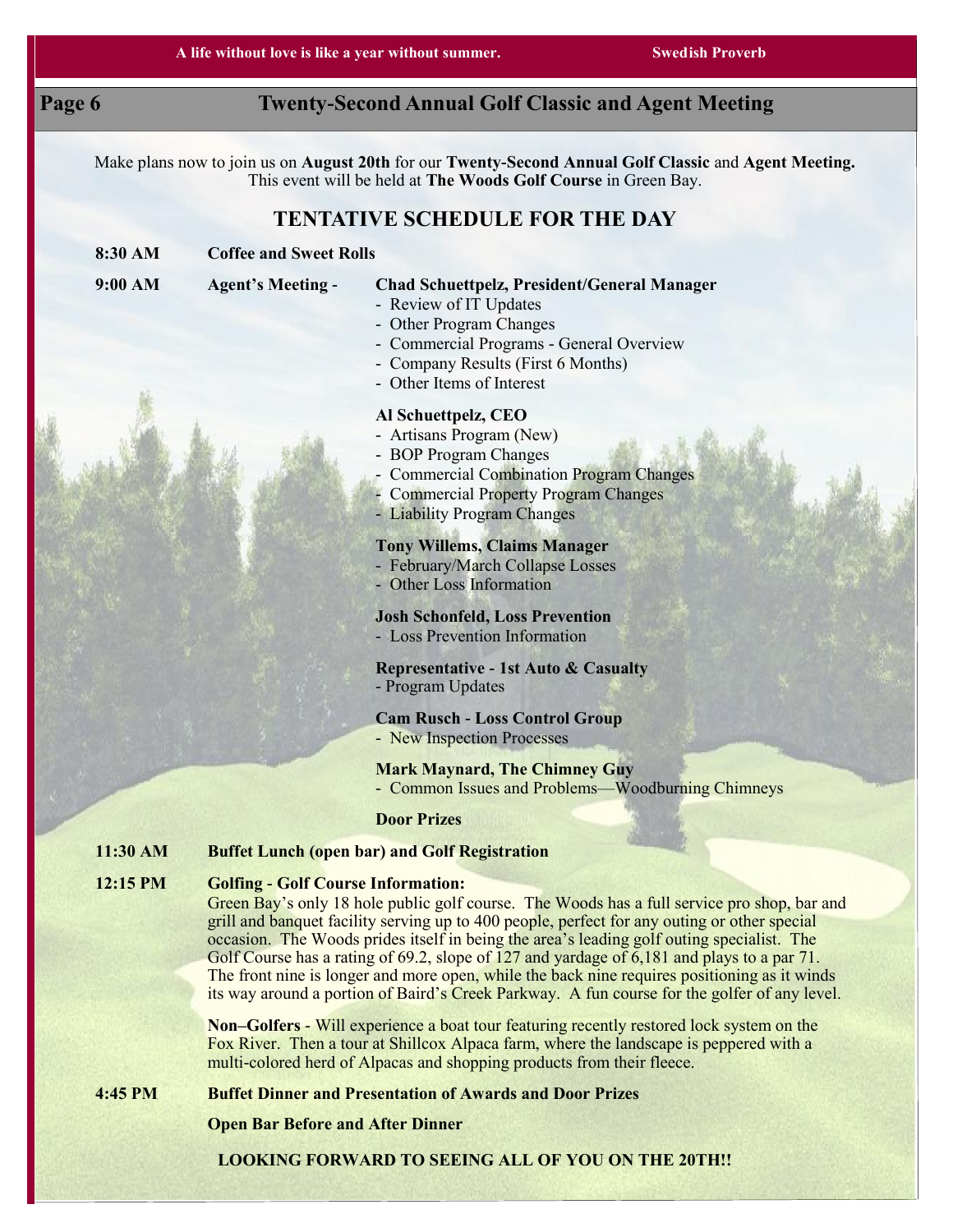## Twenty-Second Annual Golf Classic and Agent Meeting

Make plans now to join us on **August 20th** for our **Twenty-Second Annual Golf Classic** and **Agent Meeting.** This event will be held at **The Woods Golf Course** in Green Bay.

### TENTATIVE SCHEDULE FOR THE DAY

**8:30 AM** **Coffee and Sweet Rolls**

**9:00 AM** **Agent's Meeting** -

**Chad Schuettpelz, President/General Manager**
- Review of IT Updates
- Other Program Changes
- Commercial Programs - General Overview
- Company Results (First 6 Months)
- Other Items of Interest

**Al Schuettpelz, CEO**
- Artisans Program (New)
- BOP Program Changes
- Commercial Combination Program Changes
- Commercial Property Program Changes
- Liability Program Changes

**Tony Willems, Claims Manager**
- February/March Collapse Losses
- Other Loss Information

**Josh Schonfeld, Loss Prevention**
- Loss Prevention Information

**Representative - 1st Auto & Casualty**
- Program Updates

**Cam Rusch - Loss Control Group**
- New Inspection Processes

**Mark Maynard, The Chimney Guy**
- Common Issues and Problems—Woodburning Chimneys

**Door Prizes**

**11:30 AM** **Buffet Lunch (open bar) and Golf Registration**

**12:15 PM** **Golfing - Golf Course Information:**

Green Bay's only 18 hole public golf course. The Woods has a full service pro shop, bar and grill and banquet facility serving up to 400 people, perfect for any outing or other special occasion. The Woods prides itself in being the area's leading golf outing specialist. The Golf Course has a rating of 69.2, slope of 127 and yardage of 6,181 and plays to a par 71. The front nine is longer and more open, while the back nine requires positioning as it winds its way around a portion of Baird's Creek Parkway. A fun course for the golfer of any level.

**Non–Golfers** - Will experience a boat tour featuring recently restored lock system on the Fox River. Then a tour at Shillcox Alpaca farm, where the landscape is peppered with a multi-colored herd of Alpacas and shopping products from their fleece.

**4:45 PM** **Buffet Dinner and Presentation of Awards and Door Prizes**

**Open Bar Before and After Dinner**

**LOOKING FORWARD TO SEEING ALL OF YOU ON THE 20TH!!**